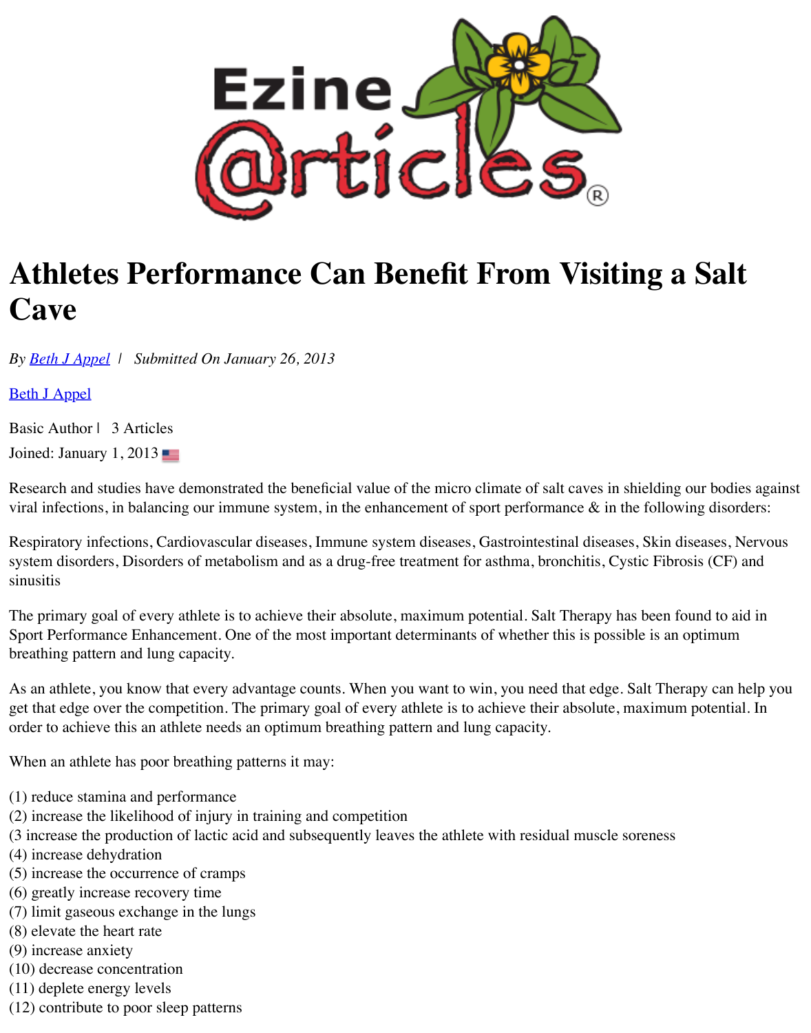# Athletes Performance Can Benefit From Visiting a Salt Cave

*By [Beth J Appel] | Submitted On January 26, 2013*

[Beth J Appel]

Basic Author | 3 Articles

Joined: January 1, 2013

Research and studies have demonstrated the beneficial value of the micro climate of salt caves in shielding our bodies against viral infections, in balancing our immune system, in the enhancement of sport performance & in the following disorders:

Respiratory infections, Cardiovascular diseases, Immune system diseases, Gastrointestinal diseases, Skin diseases, Nervous system disorders, Disorders of metabolism and as a drug-free treatment for asthma, bronchitis, Cystic Fibrosis (CF) and sinusitis

The primary goal of every athlete is to achieve their absolute, maximum potential. Salt Therapy has been found to aid in Sport Performance Enhancement. One of the most important determinants of whether this is possible is an optimum breathing pattern and lung capacity.

As an athlete, you know that every advantage counts. When you want to win, you need that edge. Salt Therapy can help you get that edge over the competition. The primary goal of every athlete is to achieve their absolute, maximum potential. In order to achieve this an athlete needs an optimum breathing pattern and lung capacity.

When an athlete has poor breathing patterns it may:

(1) reduce stamina and performance
(2) increase the likelihood of injury in training and competition
(3 increase the production of lactic acid and subsequently leaves the athlete with residual muscle soreness
(4) increase dehydration
(5) increase the occurrence of cramps
(6) greatly increase recovery time
(7) limit gaseous exchange in the lungs
(8) elevate the heart rate
(9) increase anxiety
(10) decrease concentration
(11) deplete energy levels
(12) contribute to poor sleep patterns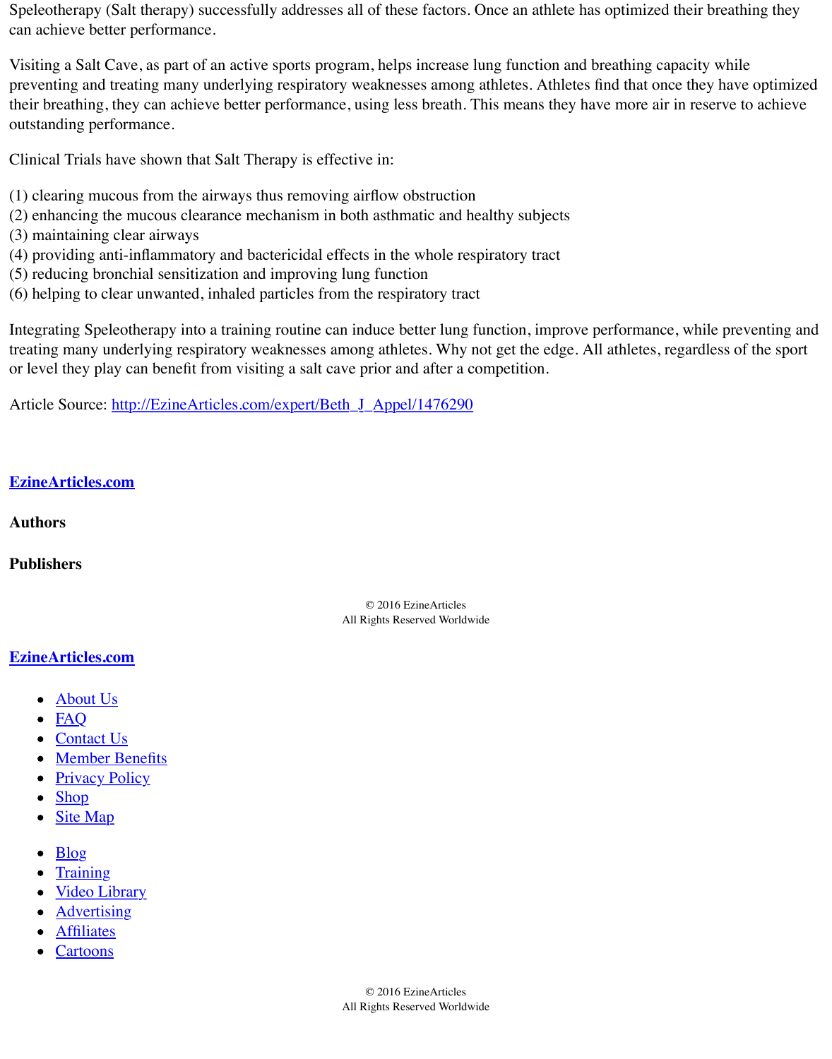Speleotherapy (Salt therapy) successfully addresses all of these factors. Once an athlete has optimized their breathing they can achieve better performance.

Visiting a Salt Cave, as part of an active sports program, helps increase lung function and breathing capacity while preventing and treating many underlying respiratory weaknesses among athletes. Athletes find that once they have optimized their breathing, they can achieve better performance, using less breath. This means they have more air in reserve to achieve outstanding performance.

Clinical Trials have shown that Salt Therapy is effective in:

(1) clearing mucous from the airways thus removing airflow obstruction
(2) enhancing the mucous clearance mechanism in both asthmatic and healthy subjects
(3) maintaining clear airways
(4) providing anti-inflammatory and bactericidal effects in the whole respiratory tract
(5) reducing bronchial sensitization and improving lung function
(6) helping to clear unwanted, inhaled particles from the respiratory tract

Integrating Speleotherapy into a training routine can induce better lung function, improve performance, while preventing and treating many underlying respiratory weaknesses among athletes. Why not get the edge. All athletes, regardless of the sport or level they play can benefit from visiting a salt cave prior and after a competition.

Article Source: [http://EzineArticles.com/expert/Beth_J_Appel/1476290](http://EzineArticles.com/expert/Beth_J_Appel/1476290)

**EzineArticles.com**

**Authors**

**Publishers**

© 2016 EzineArticles
All Rights Reserved Worldwide

**EzineArticles.com**

- About Us
- FAQ
- Contact Us
- Member Benefits
- Privacy Policy
- Shop
- Site Map

- Blog
- Training
- Video Library
- Advertising
- Affiliates
- Cartoons

© 2016 EzineArticles
All Rights Reserved Worldwide